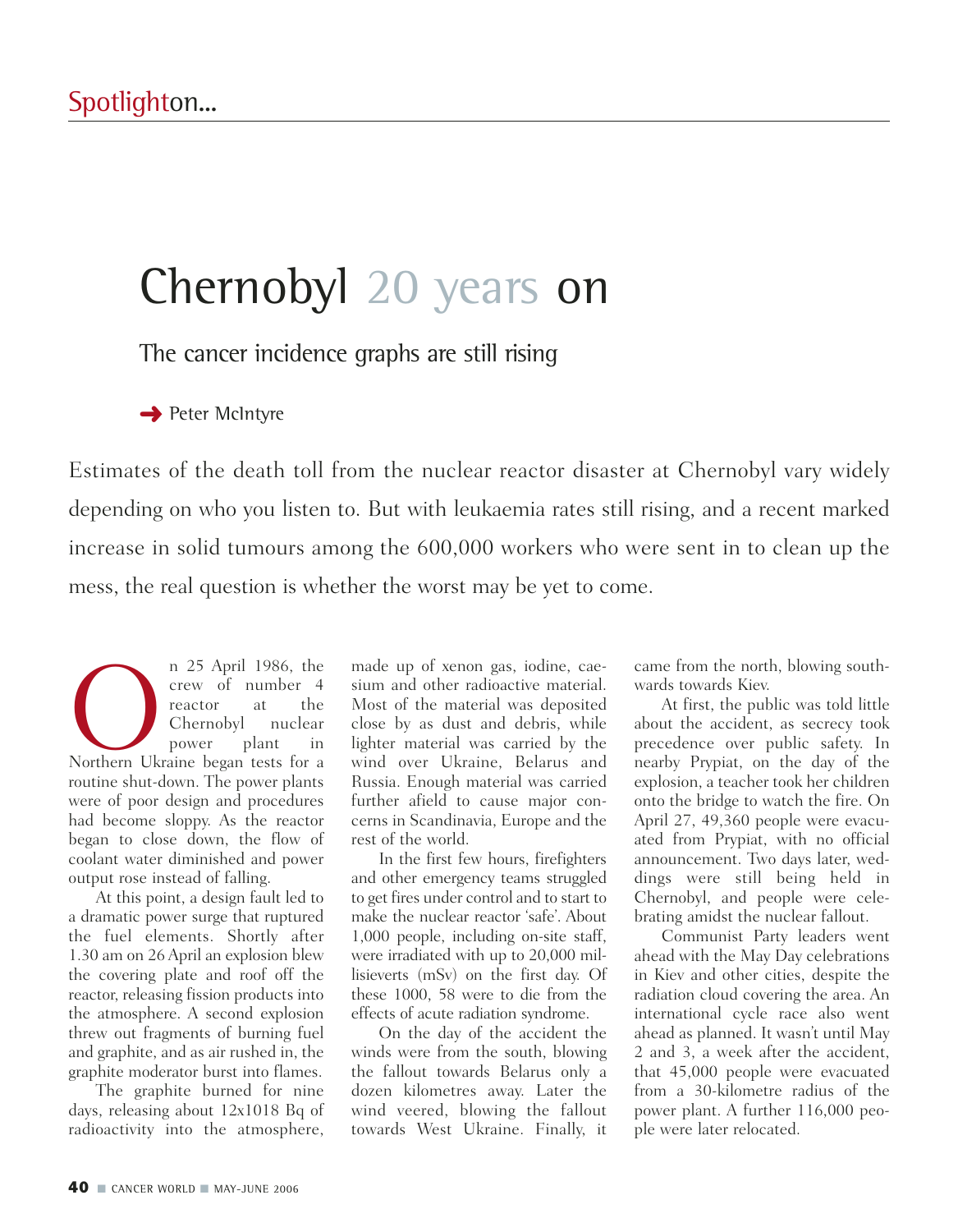Spotlighton...

# Chernobyl 20 years on

## The cancer incidence graphs are still rising

→ Peter McIntyre

Estimates of the death toll from the nuclear reactor disaster at Chernobyl vary widely depending on who you listen to. But with leukaemia rates still rising, and a recent marked increase in solid tumours among the 600,000 workers who were sent in to clean up the mess, the real question is whether the worst may be yet to come.

On 25 April 1986, the crew of number 4 reactor at the Chernobyl nuclear power plant in Northern Ukraine began tests for a routine shut-down. The power plants were of poor design and procedures had become sloppy. As the reactor began to close down, the flow of coolant water diminished and power output rose instead of falling.

At this point, a design fault led to a dramatic power surge that ruptured the fuel elements. Shortly after 1.30 am on 26 April an explosion blew the covering plate and roof off the reactor, releasing fission products into the atmosphere. A second explosion threw out fragments of burning fuel and graphite, and as air rushed in, the graphite moderator burst into flames.

The graphite burned for nine days, releasing about 12x1018 Bq of radioactivity into the atmosphere, made up of xenon gas, iodine, caesium and other radioactive material. Most of the material was deposited close by as dust and debris, while lighter material was carried by the wind over Ukraine, Belarus and Russia. Enough material was carried further afield to cause major concerns in Scandinavia, Europe and the rest of the world.

In the first few hours, firefighters and other emergency teams struggled to get fires under control and to start to make the nuclear reactor 'safe'. About 1,000 people, including on-site staff, were irradiated with up to 20,000 millisieverts (mSv) on the first day. Of these 1000, 58 were to die from the effects of acute radiation syndrome.

On the day of the accident the winds were from the south, blowing the fallout towards Belarus only a dozen kilometres away. Later the wind veered, blowing the fallout towards West Ukraine. Finally, it came from the north, blowing southwards towards Kiev.

At first, the public was told little about the accident, as secrecy took precedence over public safety. In nearby Prypiat, on the day of the explosion, a teacher took her children onto the bridge to watch the fire. On April 27, 49,360 people were evacuated from Prypiat, with no official announcement. Two days later, weddings were still being held in Chernobyl, and people were celebrating amidst the nuclear fallout.

Communist Party leaders went ahead with the May Day celebrations in Kiev and other cities, despite the radiation cloud covering the area. An international cycle race also went ahead as planned. It wasn't until May 2 and 3, a week after the accident, that 45,000 people were evacuated from a 30-kilometre radius of the power plant. A further 116,000 people were later relocated.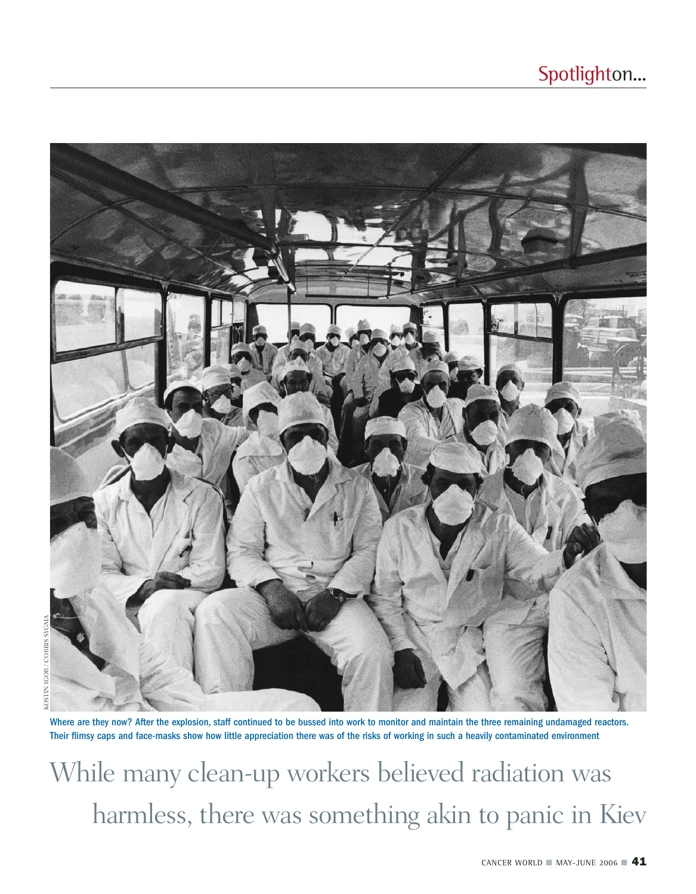KOSTIN IGOR / CORBIS SYGMA

Where are they now? After the explosion, staff continued to be bussed into work to monitor and maintain the three remaining undamaged reactors. Their flimsy caps and face-masks show how little appreciation there was of the risks of working in such a heavily contaminated environment

While many clean-up workers believed radiation was harmless, there was something akin to panic in Kiev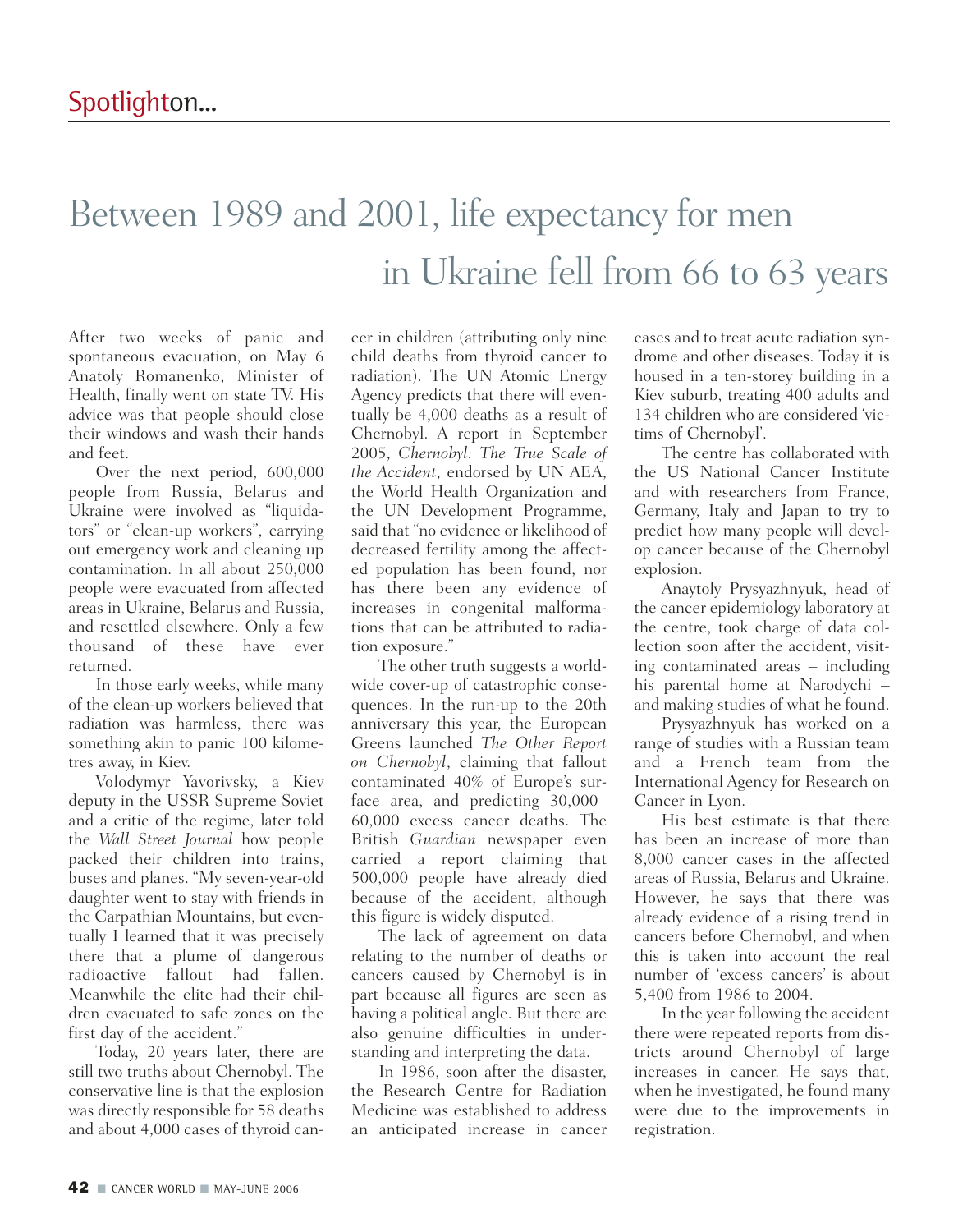Between 1989 and 2001, life expectancy for men in Ukraine fell from 66 to 63 years

After two weeks of panic and spontaneous evacuation, on May 6 Anatoly Romanenko, Minister of Health, finally went on state TV. His advice was that people should close their windows and wash their hands and feet.

Over the next period, 600,000 people from Russia, Belarus and Ukraine were involved as "liquidators" or "clean-up workers", carrying out emergency work and cleaning up contamination. In all about 250,000 people were evacuated from affected areas in Ukraine, Belarus and Russia, and resettled elsewhere. Only a few thousand of these have ever returned.

In those early weeks, while many of the clean-up workers believed that radiation was harmless, there was something akin to panic 100 kilometres away, in Kiev.

Volodymyr Yavorivsky, a Kiev deputy in the USSR Supreme Soviet and a critic of the regime, later told the *Wall Street Journal* how people packed their children into trains, buses and planes. "My seven-year-old daughter went to stay with friends in the Carpathian Mountains, but eventually I learned that it was precisely there that a plume of dangerous radioactive fallout had fallen. Meanwhile the elite had their children evacuated to safe zones on the first day of the accident."

Today, 20 years later, there are still two truths about Chernobyl. The conservative line is that the explosion was directly responsible for 58 deaths and about 4,000 cases of thyroid cancer in children (attributing only nine child deaths from thyroid cancer to radiation). The UN Atomic Energy Agency predicts that there will eventually be 4,000 deaths as a result of Chernobyl. A report in September 2005, *Chernobyl: The True Scale of the Accident*, endorsed by UN AEA, the World Health Organization and the UN Development Programme, said that "no evidence or likelihood of decreased fertility among the affected population has been found, nor has there been any evidence of increases in congenital malformations that can be attributed to radiation exposure."

The other truth suggests a worldwide cover-up of catastrophic consequences. In the run-up to the 20th anniversary this year, the European Greens launched *The Other Report on Chernobyl*, claiming that fallout contaminated 40% of Europe's surface area, and predicting 30,000–60,000 excess cancer deaths. The British *Guardian* newspaper even carried a report claiming that 500,000 people have already died because of the accident, although this figure is widely disputed.

The lack of agreement on data relating to the number of deaths or cancers caused by Chernobyl is in part because all figures are seen as having a political angle. But there are also genuine difficulties in understanding and interpreting the data.

In 1986, soon after the disaster, the Research Centre for Radiation Medicine was established to address an anticipated increase in cancer cases and to treat acute radiation syndrome and other diseases. Today it is housed in a ten-storey building in a Kiev suburb, treating 400 adults and 134 children who are considered 'victims of Chernobyl'.

The centre has collaborated with the US National Cancer Institute and with researchers from France, Germany, Italy and Japan to try to predict how many people will develop cancer because of the Chernobyl explosion.

Anaytoly Prysyazhnyuk, head of the cancer epidemiology laboratory at the centre, took charge of data collection soon after the accident, visiting contaminated areas – including his parental home at Narodychi – and making studies of what he found.

Prysyazhnyuk has worked on a range of studies with a Russian team and a French team from the International Agency for Research on Cancer in Lyon.

His best estimate is that there has been an increase of more than 8,000 cancer cases in the affected areas of Russia, Belarus and Ukraine. However, he says that there was already evidence of a rising trend in cancers before Chernobyl, and when this is taken into account the real number of 'excess cancers' is about 5,400 from 1986 to 2004.

In the year following the accident there were repeated reports from districts around Chernobyl of large increases in cancer. He says that, when he investigated, he found many were due to the improvements in registration.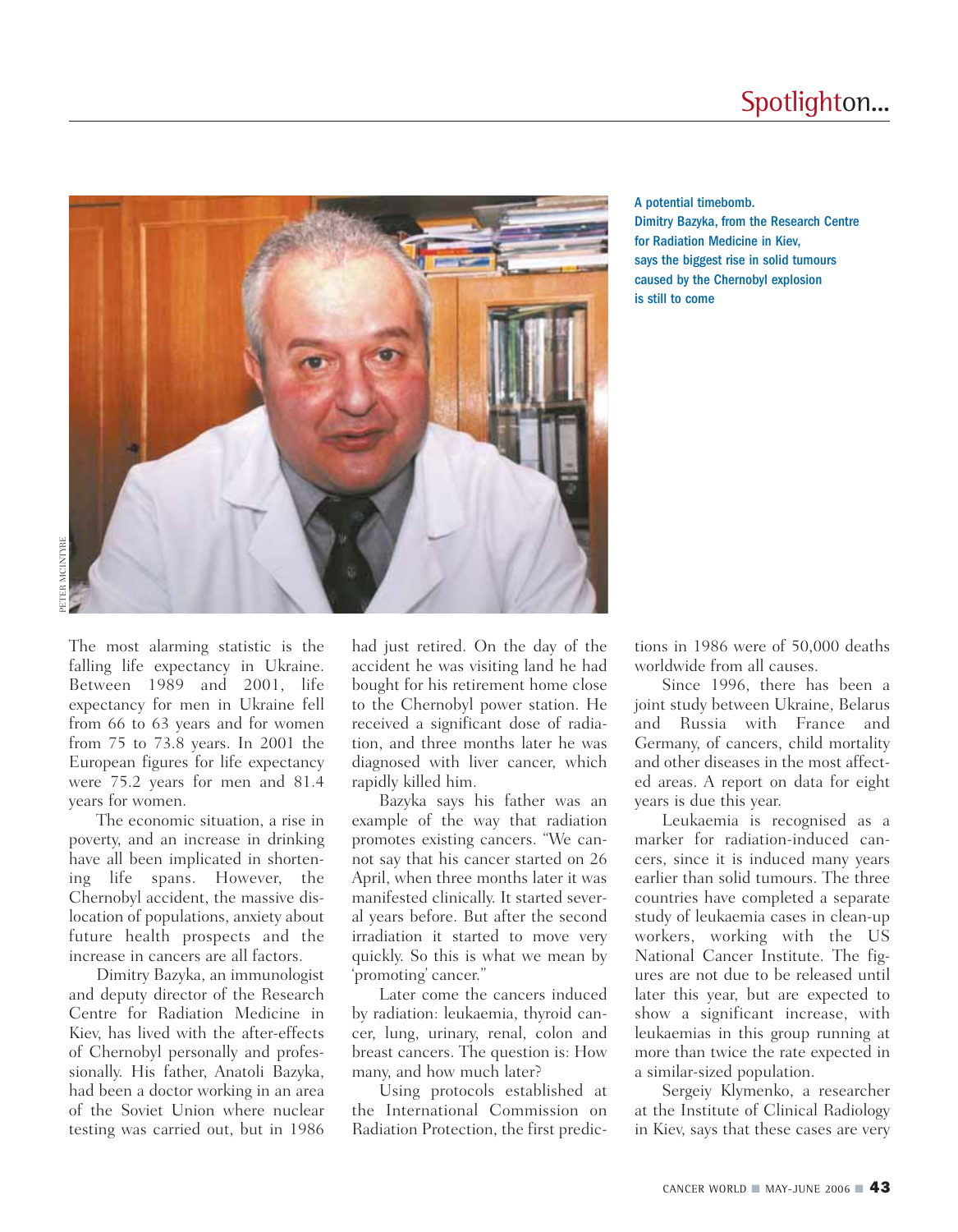A potential timebomb. Dimitry Bazyka, from the Research Centre for Radiation Medicine in Kiev, says the biggest rise in solid tumours caused by the Chernobyl explosion is still to come

The most alarming statistic is the falling life expectancy in Ukraine. Between 1989 and 2001, life expectancy for men in Ukraine fell from 66 to 63 years and for women from 75 to 73.8 years. In 2001 the European figures for life expectancy were 75.2 years for men and 81.4 years for women.

The economic situation, a rise in poverty, and an increase in drinking have all been implicated in shortening life spans. However, the Chernobyl accident, the massive dislocation of populations, anxiety about future health prospects and the increase in cancers are all factors.

Dimitry Bazyka, an immunologist and deputy director of the Research Centre for Radiation Medicine in Kiev, has lived with the after-effects of Chernobyl personally and professionally. His father, Anatoli Bazyka, had been a doctor working in an area of the Soviet Union where nuclear testing was carried out, but in 1986 had just retired. On the day of the accident he was visiting land he had bought for his retirement home close to the Chernobyl power station. He received a significant dose of radiation, and three months later he was diagnosed with liver cancer, which rapidly killed him.

Bazyka says his father was an example of the way that radiation promotes existing cancers. "We cannot say that his cancer started on 26 April, when three months later it was manifested clinically. It started several years before. But after the second irradiation it started to move very quickly. So this is what we mean by 'promoting' cancer."

Later come the cancers induced by radiation: leukaemia, thyroid cancer, lung, urinary, renal, colon and breast cancers. The question is: How many, and how much later?

Using protocols established at the International Commission on Radiation Protection, the first predictions in 1986 were of 50,000 deaths worldwide from all causes.

Since 1996, there has been a joint study between Ukraine, Belarus and Russia with France and Germany, of cancers, child mortality and other diseases in the most affected areas. A report on data for eight years is due this year.

Leukaemia is recognised as a marker for radiation-induced cancers, since it is induced many years earlier than solid tumours. The three countries have completed a separate study of leukaemia cases in clean-up workers, working with the US National Cancer Institute. The figures are not due to be released until later this year, but are expected to show a significant increase, with leukaemias in this group running at more than twice the rate expected in a similar-sized population.

Sergeiy Klymenko, a researcher at the Institute of Clinical Radiology in Kiev, says that these cases are very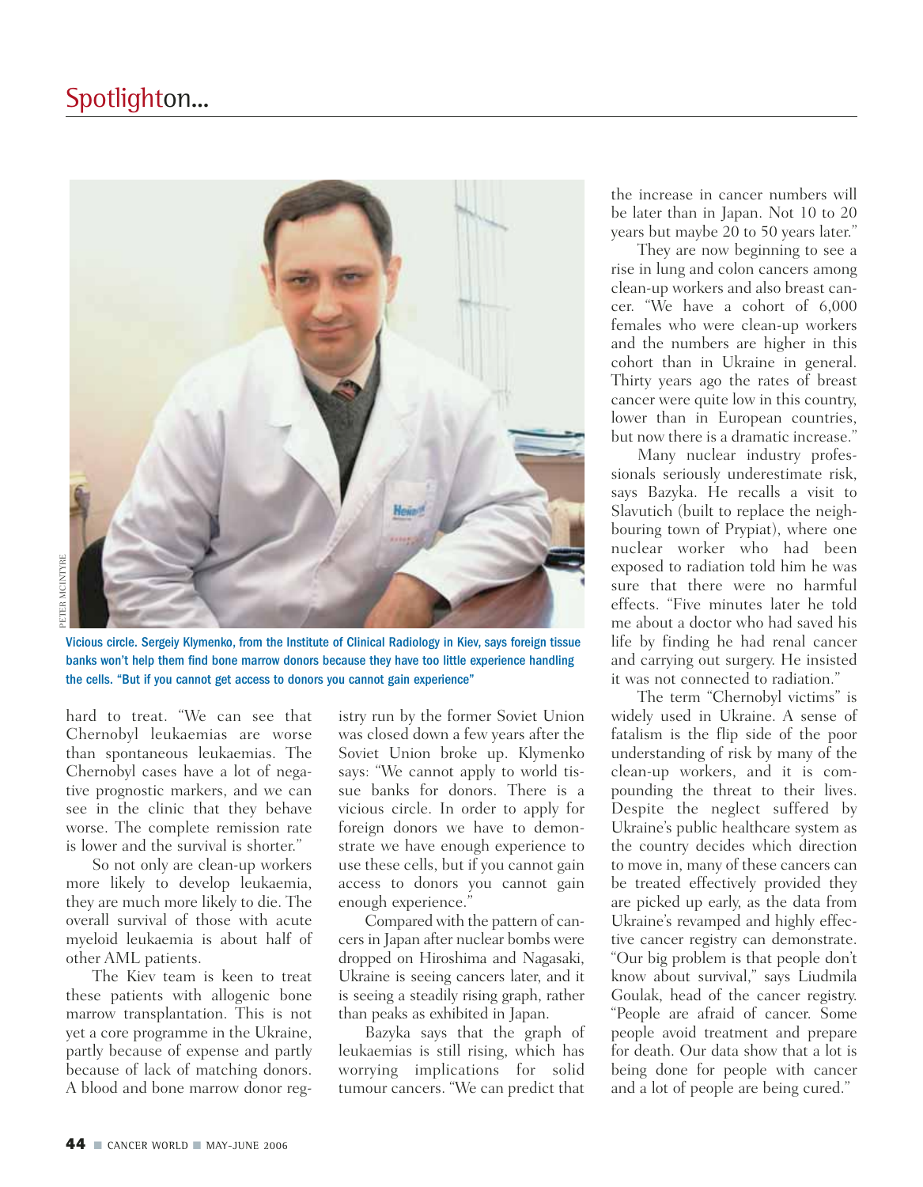Vicious circle. Sergeiy Klymenko, from the Institute of Clinical Radiology in Kiev, says foreign tissue banks won't help them find bone marrow donors because they have too little experience handling the cells. "But if you cannot get access to donors you cannot gain experience"

hard to treat. "We can see that Chernobyl leukaemias are worse than spontaneous leukaemias. The Chernobyl cases have a lot of negative prognostic markers, and we can see in the clinic that they behave worse. The complete remission rate is lower and the survival is shorter."

So not only are clean-up workers more likely to develop leukaemia, they are much more likely to die. The overall survival of those with acute myeloid leukaemia is about half of other AML patients.

The Kiev team is keen to treat these patients with allogenic bone marrow transplantation. This is not yet a core programme in the Ukraine, partly because of expense and partly because of lack of matching donors. A blood and bone marrow donor registry run by the former Soviet Union was closed down a few years after the Soviet Union broke up. Klymenko says: "We cannot apply to world tissue banks for donors. There is a vicious circle. In order to apply for foreign donors we have to demonstrate we have enough experience to use these cells, but if you cannot gain access to donors you cannot gain enough experience."

Compared with the pattern of cancers in Japan after nuclear bombs were dropped on Hiroshima and Nagasaki, Ukraine is seeing cancers later, and it is seeing a steadily rising graph, rather than peaks as exhibited in Japan.

Bazyka says that the graph of leukaemias is still rising, which has worrying implications for solid tumour cancers. "We can predict that the increase in cancer numbers will be later than in Japan. Not 10 to 20 years but maybe 20 to 50 years later."

They are now beginning to see a rise in lung and colon cancers among clean-up workers and also breast cancer. "We have a cohort of 6,000 females who were clean-up workers and the numbers are higher in this cohort than in Ukraine in general. Thirty years ago the rates of breast cancer were quite low in this country, lower than in European countries, but now there is a dramatic increase."

Many nuclear industry professionals seriously underestimate risk, says Bazyka. He recalls a visit to Slavutich (built to replace the neighbouring town of Prypiat), where one nuclear worker who had been exposed to radiation told him he was sure that there were no harmful effects. "Five minutes later he told me about a doctor who had saved his life by finding he had renal cancer and carrying out surgery. He insisted it was not connected to radiation."

The term "Chernobyl victims" is widely used in Ukraine. A sense of fatalism is the flip side of the poor understanding of risk by many of the clean-up workers, and it is compounding the threat to their lives. Despite the neglect suffered by Ukraine's public healthcare system as the country decides which direction to move in, many of these cancers can be treated effectively provided they are picked up early, as the data from Ukraine's revamped and highly effective cancer registry can demonstrate. "Our big problem is that people don't know about survival," says Liudmila Goulak, head of the cancer registry. "People are afraid of cancer. Some people avoid treatment and prepare for death. Our data show that a lot is being done for people with cancer and a lot of people are being cured."